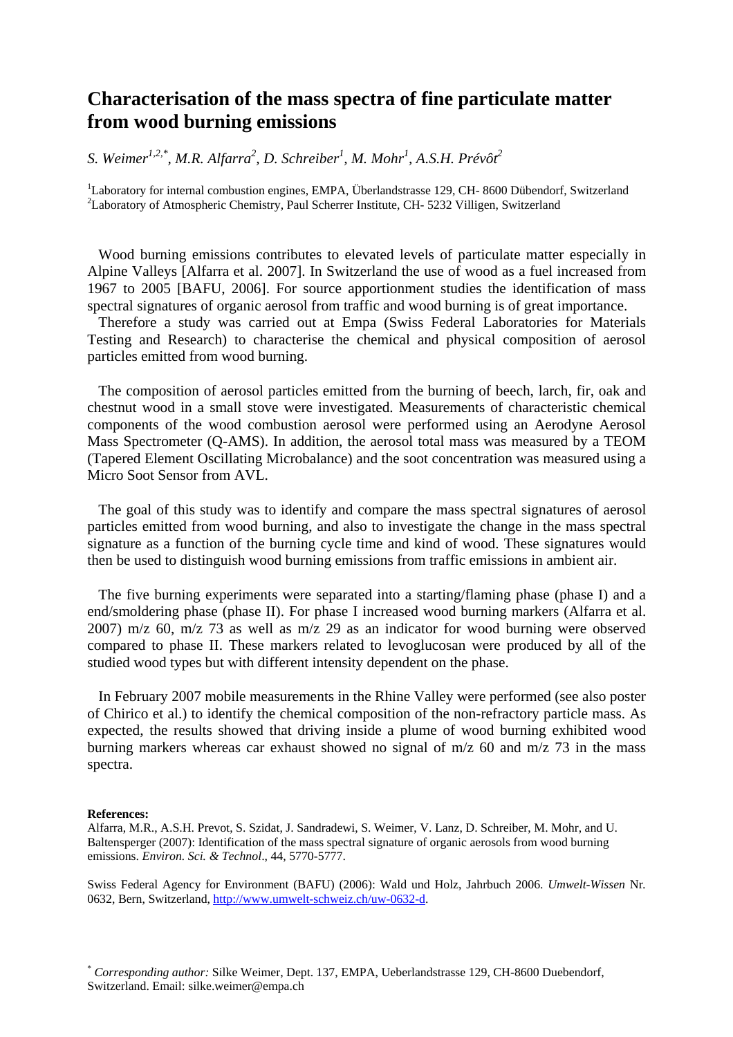# Characterisation of the mass spectra of fine particulate matter from wood burning emissions

*S. Weimer*[1,2,*], *M.R. Alfarra*[2], *D. Schreiber*[1], *M. Mohr*[1], *A.S.H. Prévôt*[2]

[1]Laboratory for internal combustion engines, EMPA, Überlandstrasse 129, CH- 8600 Dübendorf, Switzerland
[2]Laboratory of Atmospheric Chemistry, Paul Scherrer Institute, CH- 5232 Villigen, Switzerland

Wood burning emissions contributes to elevated levels of particulate matter especially in Alpine Valleys [Alfarra et al. 2007]. In Switzerland the use of wood as a fuel increased from 1967 to 2005 [BAFU, 2006]. For source apportionment studies the identification of mass spectral signatures of organic aerosol from traffic and wood burning is of great importance.

Therefore a study was carried out at Empa (Swiss Federal Laboratories for Materials Testing and Research) to characterise the chemical and physical composition of aerosol particles emitted from wood burning.

The composition of aerosol particles emitted from the burning of beech, larch, fir, oak and chestnut wood in a small stove were investigated. Measurements of characteristic chemical components of the wood combustion aerosol were performed using an Aerodyne Aerosol Mass Spectrometer (Q-AMS). In addition, the aerosol total mass was measured by a TEOM (Tapered Element Oscillating Microbalance) and the soot concentration was measured using a Micro Soot Sensor from AVL.

The goal of this study was to identify and compare the mass spectral signatures of aerosol particles emitted from wood burning, and also to investigate the change in the mass spectral signature as a function of the burning cycle time and kind of wood. These signatures would then be used to distinguish wood burning emissions from traffic emissions in ambient air.

The five burning experiments were separated into a starting/flaming phase (phase I) and a end/smoldering phase (phase II). For phase I increased wood burning markers (Alfarra et al. 2007) m/z 60, m/z 73 as well as m/z 29 as an indicator for wood burning were observed compared to phase II. These markers related to levoglucosan were produced by all of the studied wood types but with different intensity dependent on the phase.

In February 2007 mobile measurements in the Rhine Valley were performed (see also poster of Chirico et al.) to identify the chemical composition of the non-refractory particle mass. As expected, the results showed that driving inside a plume of wood burning exhibited wood burning markers whereas car exhaust showed no signal of m/z 60 and m/z 73 in the mass spectra.

**References:**

Alfarra, M.R., A.S.H. Prevot, S. Szidat, J. Sandradewi, S. Weimer, V. Lanz, D. Schreiber, M. Mohr, and U. Baltensperger (2007): Identification of the mass spectral signature of organic aerosols from wood burning emissions. *Environ. Sci. & Technol*., 44, 5770-5777.

Swiss Federal Agency for Environment (BAFU) (2006): Wald und Holz, Jahrbuch 2006. *Umwelt-Wissen* Nr. 0632, Bern, Switzerland, http://www.umwelt-schweiz.ch/uw-0632-d.

[*] *Corresponding author:* Silke Weimer, Dept. 137, EMPA, Ueberlandstrasse 129, CH-8600 Duebendorf, Switzerland. Email: silke.weimer@empa.ch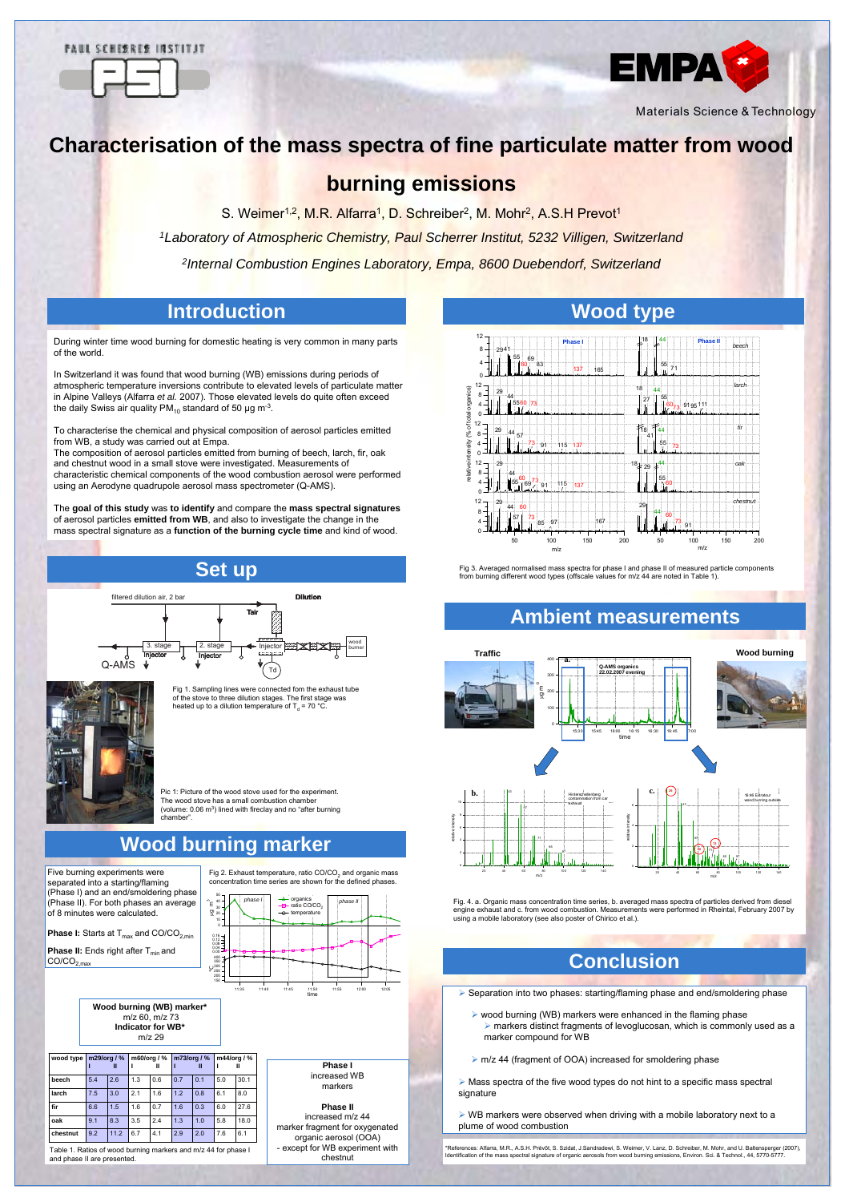# Characterisation of the mass spectra of fine particulate matter from wood burning emissions

S. Weimer[1,2], M.R. Alfarra[1], D. Schreiber[2], M. Mohr[2], A.S.H Prevot[1]

[1]*Laboratory of Atmospheric Chemistry, Paul Scherrer Institut, 5232 Villigen, Switzerland*

[2]*Internal Combustion Engines Laboratory, Empa, 8600 Duebendorf, Switzerland*

## Introduction

During winter time wood burning for domestic heating is very common in many parts of the world.

In Switzerland it was found that wood burning (WB) emissions during periods of atmospheric temperature inversions contribute to elevated levels of particulate matter in Alpine Valleys (Alfarra *et al.* 2007). Those elevated levels do quite often exceed the daily Swiss air quality $PM_{10}$ standard of 50 µg $m^{-3}$.

To characterise the chemical and physical composition of aerosol particles emitted from WB, a study was carried out at Empa.
The composition of aerosol particles emitted from burning of beech, larch, fir, oak and chestnut wood in a small stove were investigated. Measurements of characteristic chemical components of the wood combustion aerosol were performed using an Aerodyne quadrupole aerosol mass spectrometer (Q-AMS).

The **goal of this study** was **to identify** and compare the **mass spectral signatures** of aerosol particles **emitted from WB**, and also to investigate the change in the mass spectral signature as a **function of the burning cycle time** and kind of wood.

## Set up

filtered dilution air, 2 bar
Dilution
Tair
3. stage Injector
2. stage Injector
Injector
wood burner
Td
Q-AMS

Fig 1. Sampling lines were connected fom the exhaust tube of the stove to three dilution stages. The first stage was heated up to a dilution temperature of $T_d$ = 70 °C.

Pic 1: Picture of the wood stove used for the experiment. The wood stove has a small combustion chamber (volume: 0.06 $m^3$) lined with fireclay and no "after burning chamber".

## Wood burning marker

Five burning experiments were separated into a starting/flaming (Phase I) and an end/smoldering phase (Phase II). For both phases an average of 8 minutes were calculated.

**Phase I:** Starts at $T_{max}$ and $CO/CO_{2,min}$

**Phase II:** Ends right after $T_{min}$ and $CO/CO_{2,max}$

Fig 2. Exhaust temperature, ratio $CO/CO_2$ and organic mass concentration time series are shown for the defined phases.

phase I
phase II
organics
ratio $CO/CO_2$
temperature
time

**Wood burning (WB) marker***
m/z 60, m/z 73
**Indicator for WB***
m/z 29

| wood type | m29/org / % I | II | m60/org / % I | II | m73/org / % I | II | m44/org / % I | II |
|---|---|---|---|---|---|---|---|---|
| beech | 5.4 | 2.6 | 1.3 | 0.6 | 0.7 | 0.1 | 5.0 | 30.1 |
| larch | 7.5 | 3.0 | 2.1 | 1.6 | 1.2 | 0.8 | 6.1 | 8.0 |
| fir | 6.6 | 1.5 | 1.6 | 0.7 | 1.6 | 0.3 | 6.0 | 27.6 |
| oak | 9.1 | 8.3 | 3.5 | 2.4 | 1.3 | 1.0 | 5.8 | 18.0 |
| chestnut | 9.2 | 11.2 | 6.7 | 4.1 | 2.9 | 2.0 | 7.6 | 6.1 |

Table 1. Ratios of wood burning markers and m/z 44 for phase I and phase II are presented.

**Phase I**
increased WB markers

**Phase II**
increased m/z 44
marker fragment for oxygenated organic aerosol (OOA)
- except for WB experiment with chestnut

## Wood type

Phase I
Phase II
beech
larch
fir
oak
chestnut
relative intensity (% of total organics)
m/z

Fig 3. Averaged normalised mass spectra for phase I and phase II of measured particle components from burning different wood types (offscale values for m/z 44 are noted in Table 1).

## Ambient measurements

Traffic
Wood burning
a.
Q-AMS organics
22.02.2007 evening
time
b.
Hinterschellenberg contamination from car exhaust
c.
16:46 Eichatour wood burning outside

Fig. 4. a. Organic mass concentration time series, b. averaged mass spectra of particles derived from diesel engine exhaust and c. from wood combustion. Measurements were performed in Rheintal, February 2007 by using a mobile laboratory (see also poster of Chirico et al.).

## Conclusion

- Separation into two phases: starting/flaming phase and end/smoldering phase
  - wood burning (WB) markers were enhanced in the flaming phase
    - markers distinct fragments of levoglucosan, which is commonly used as a marker compound for WB
  - m/z 44 (fragment of OOA) increased for smoldering phase
- Mass spectra of the five wood types do not hint to a specific mass spectral signature
- WB markers were observed when driving with a mobile laboratory next to a plume of wood combustion

*References: Alfarra, M.R., A.S.H. Prévôt, S. Szidat, J.Sandradewi, S. Weimer, V. Lanz, D. Schreiber, M. Mohr, and U. Baltensperger (2007), Identification of the mass spectral signature of organic aerosols from wood burning emissions, Environ. Sci. & Technol., 44, 5770-5777.